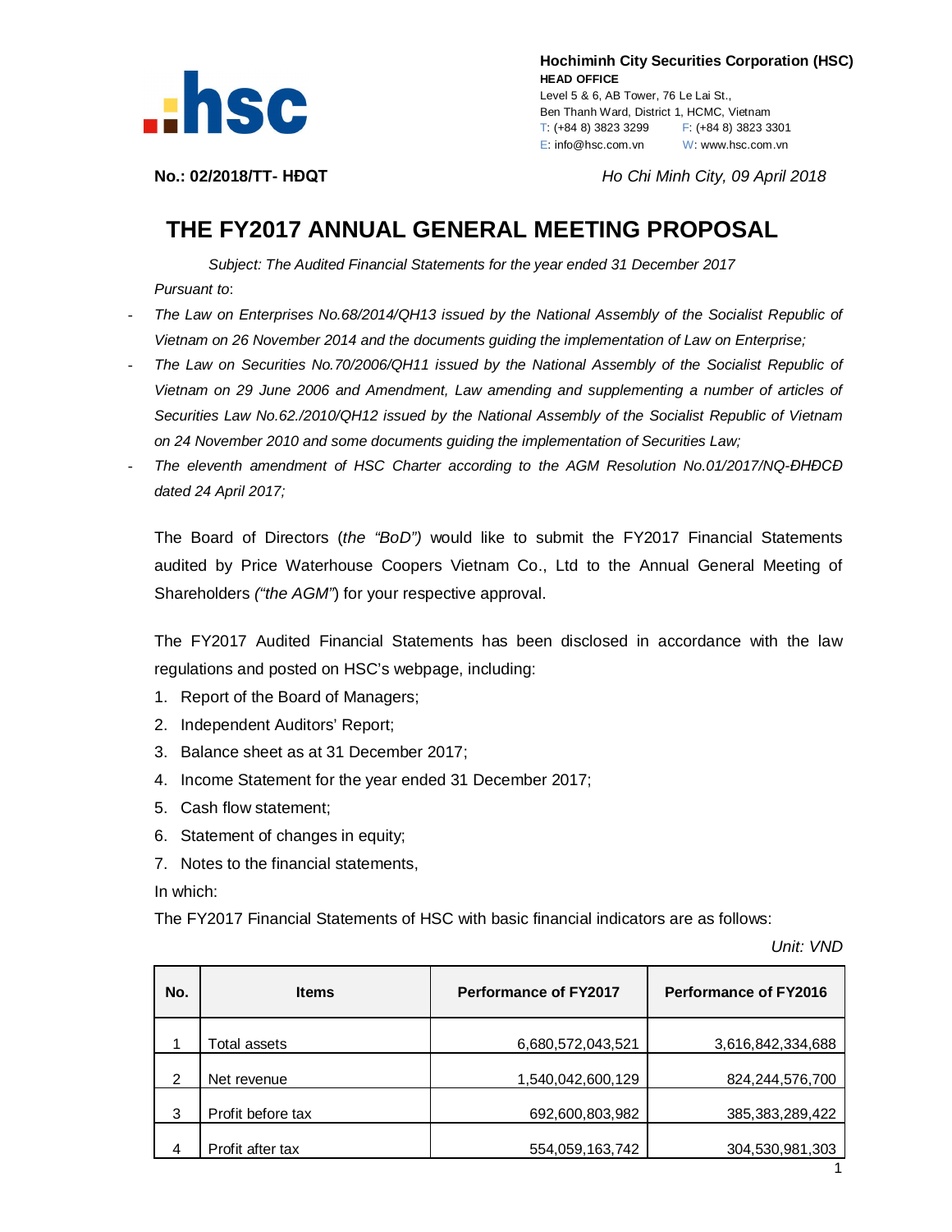**Hochiminh City Securities Corporation (HSC)**
**HEAD OFFICE**
Level 5 & 6, AB Tower, 76 Le Lai St.,
Ben Thanh Ward, District 1, HCMC, Vietnam
T: (+84 8) 3823 3299 F: (+84 8) 3823 3301
E: info@hsc.com.vn W: www.hsc.com.vn

**No.: 02/2018/TT- HĐQT** *Ho Chi Minh City, 09 April 2018*

# THE FY2017 ANNUAL GENERAL MEETING PROPOSAL

*Subject: The Audited Financial Statements for the year ended 31 December 2017*

*Pursuant to*:

- *The Law on Enterprises No.68/2014/QH13 issued by the National Assembly of the Socialist Republic of Vietnam on 26 November 2014 and the documents guiding the implementation of Law on Enterprise;*
- *The Law on Securities No.70/2006/QH11 issued by the National Assembly of the Socialist Republic of Vietnam on 29 June 2006 and Amendment, Law amending and supplementing a number of articles of Securities Law No.62./2010/QH12 issued by the National Assembly of the Socialist Republic of Vietnam on 24 November 2010 and some documents guiding the implementation of Securities Law;*
- *The eleventh amendment of HSC Charter according to the AGM Resolution No.01/2017/NQ-ĐHĐCĐ dated 24 April 2017;*

The Board of Directors (*the "BoD")* would like to submit the FY2017 Financial Statements audited by Price Waterhouse Coopers Vietnam Co., Ltd to the Annual General Meeting of Shareholders *("the AGM"*) for your respective approval.

The FY2017 Audited Financial Statements has been disclosed in accordance with the law regulations and posted on HSC's webpage, including:

1. Report of the Board of Managers;
2. Independent Auditors' Report;
3. Balance sheet as at 31 December 2017;
4. Income Statement for the year ended 31 December 2017;
5. Cash flow statement;
6. Statement of changes in equity;
7. Notes to the financial statements,

In which:

The FY2017 Financial Statements of HSC with basic financial indicators are as follows:

*Unit: VND*

| No. | Items | Performance of FY2017 | Performance of FY2016 |
|---|---|---|---|
| 1 | Total assets | 6,680,572,043,521 | 3,616,842,334,688 |
| 2 | Net revenue | 1,540,042,600,129 | 824,244,576,700 |
| 3 | Profit before tax | 692,600,803,982 | 385,383,289,422 |
| 4 | Profit after tax | 554,059,163,742 | 304,530,981,303 |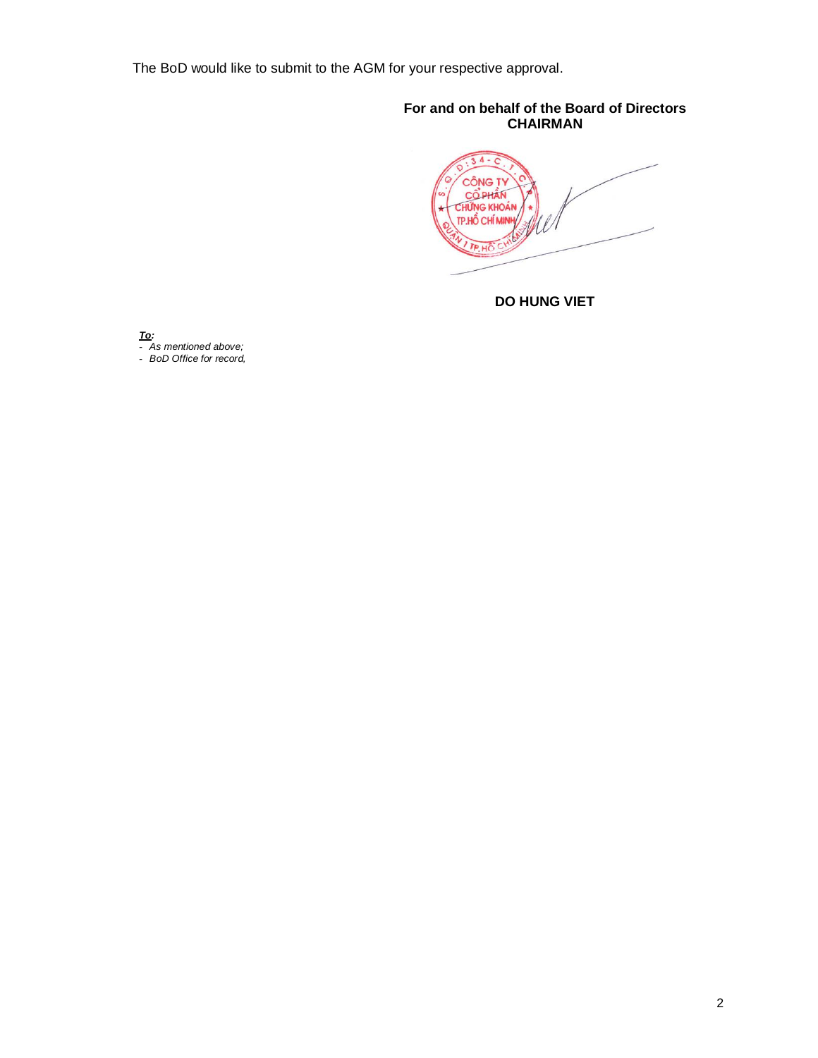The BoD would like to submit to the AGM for your respective approval.

**For and on behalf of the Board of Directors**
**CHAIRMAN**

**DO HUNG VIET**

***To:***
- *As mentioned above;*
- *BoD Office for record,*